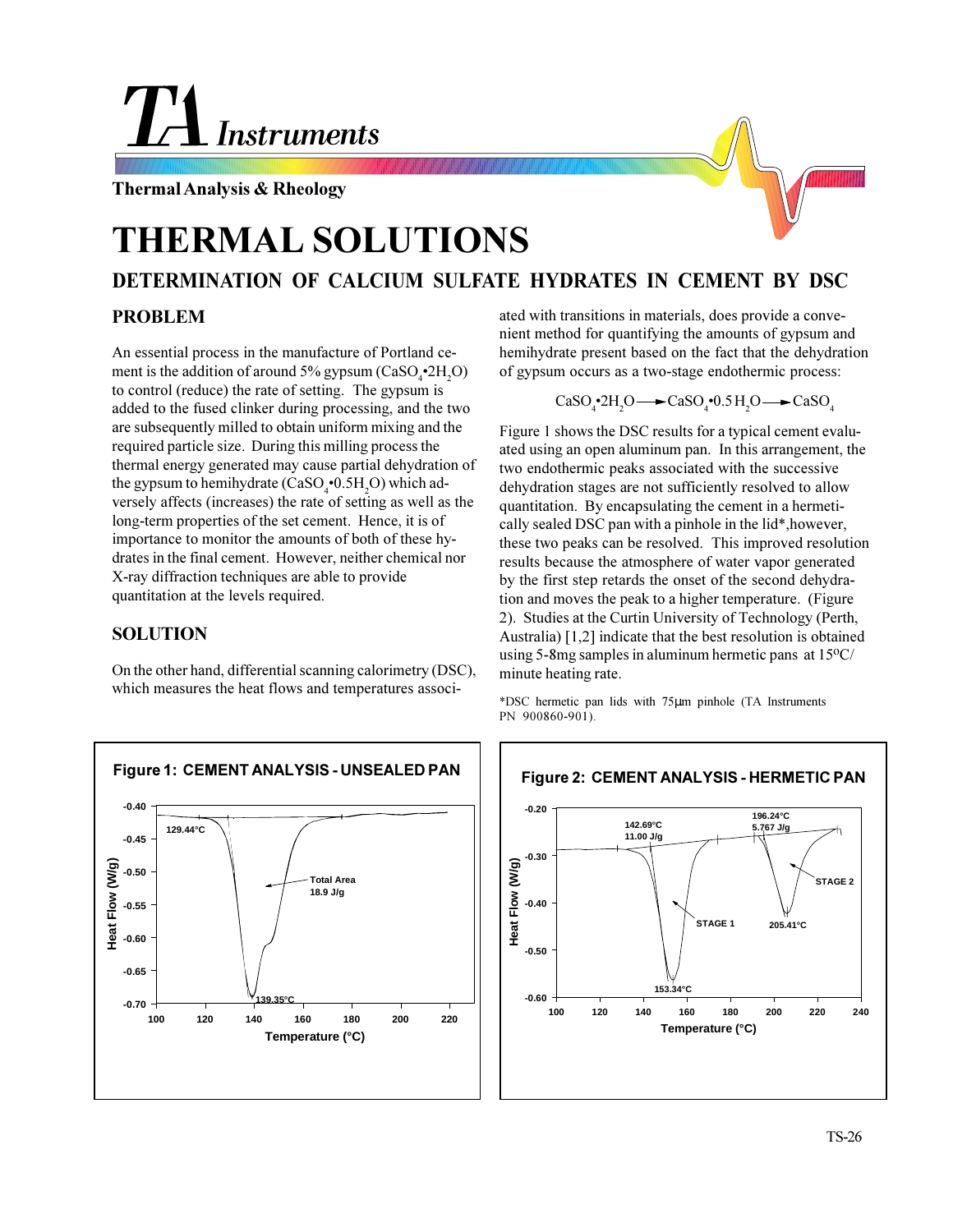# THERMAL SOLUTIONS

## DETERMINATION OF CALCIUM SULFATE HYDRATES IN CEMENT BY DSC

### PROBLEM

An essential process in the manufacture of Portland cement is the addition of around 5% gypsum ($CaSO_4$•$2H_2O$) to control (reduce) the rate of setting. The gypsum is added to the fused clinker during processing, and the two are subsequently milled to obtain uniform mixing and the required particle size. During this milling process the thermal energy generated may cause partial dehydration of the gypsum to hemihydrate ($CaSO_4$•$0.5H_2O$) which adversely affects (increases) the rate of setting as well as the long-term properties of the set cement. Hence, it is of importance to monitor the amounts of both of these hydrates in the final cement. However, neither chemical nor X-ray diffraction techniques are able to provide quantitation at the levels required.

### SOLUTION

On the other hand, differential scanning calorimetry (DSC), which measures the heat flows and temperatures associated with transitions in materials, does provide a convenient method for quantifying the amounts of gypsum and hemihydrate present based on the fact that the dehydration of gypsum occurs as a two-stage endothermic process:

$$CaSO_4\bullet 2H_2O \longrightarrow CaSO_4\bullet 0.5\,H_2O \longrightarrow CaSO_4$$

Figure 1 shows the DSC results for a typical cement evaluated using an open aluminum pan. In this arrangement, the two endothermic peaks associated with the successive dehydration stages are not sufficiently resolved to allow quantitation. By encapsulating the cement in a hermetically sealed DSC pan with a pinhole in the lid*,however, these two peaks can be resolved. This improved resolution results because the atmosphere of water vapor generated by the first step retards the onset of the second dehydration and moves the peak to a higher temperature. (Figure 2). Studies at the Curtin University of Technology (Perth, Australia) [1,2] indicate that the best resolution is obtained using 5-8mg samples in aluminum hermetic pans at 15°C/minute heating rate.

*DSC hermetic pan lids with 75μm pinhole (TA Instruments PN 900860-901).

**Figure 1: CEMENT ANALYSIS - UNSEALED PAN**

**Figure 2: CEMENT ANALYSIS - HERMETIC PAN**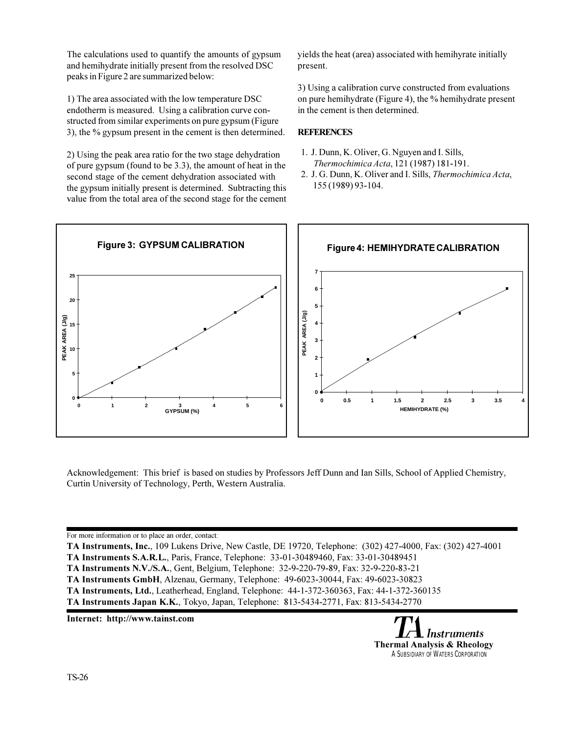The calculations used to quantify the amounts of gypsum and hemihydrate initially present from the resolved DSC peaks in Figure 2 are summarized below:

1) The area associated with the low temperature DSC endotherm is measured. Using a calibration curve constructed from similar experiments on pure gypsum (Figure 3), the % gypsum present in the cement is then determined.

2) Using the peak area ratio for the two stage dehydration of pure gypsum (found to be 3.3), the amount of heat in the second stage of the cement dehydration associated with the gypsum initially present is determined. Subtracting this value from the total area of the second stage for the cement yields the heat (area) associated with hemihyrate initially present.

3) Using a calibration curve constructed from evaluations on pure hemihydrate (Figure 4), the % hemihydrate present in the cement is then determined.

## REFERENCES

1. J. Dunn, K. Oliver, G. Nguyen and I. Sills, *Thermochimica Acta*, 121 (1987) 181-191.
2. J. G. Dunn, K. Oliver and I. Sills, *Thermochimica Acta*, 155 (1989) 93-104.

**Figure 3: GYPSUM CALIBRATION**

PEAK AREA (J/g)

0
5
10
15
20
25

GYPSUM (%)

0 1 2 3 4 5 6

**Figure 4: HEMIHYDRATE CALIBRATION**

PEAK AREA (J/g)

0
1
2
3
4
5
6
7

HEMIHYDRATE (%)

0 0.5 1 1.5 2 2.5 3 3.5 4

Acknowledgement: This brief is based on studies by Professors Jeff Dunn and Ian Sills, School of Applied Chemistry, Curtin University of Technology, Perth, Western Australia.

For more information or to place an order, contact:

**TA Instruments, Inc.**, 109 Lukens Drive, New Castle, DE 19720, Telephone: (302) 427-4000, Fax: (302) 427-4001
**TA Instruments S.A.R.L.**, Paris, France, Telephone: 33-01-30489460, Fax: 33-01-30489451
**TA Instruments N.V./S.A.**, Gent, Belgium, Telephone: 32-9-220-79-89, Fax: 32-9-220-83-21
**TA Instruments GmbH**, Alzenau, Germany, Telephone: 49-6023-30044, Fax: 49-6023-30823
**TA Instruments, Ltd.**, Leatherhead, England, Telephone: 44-1-372-360363, Fax: 44-1-372-360135
**TA Instruments Japan K.K.**, Tokyo, Japan, Telephone: 813-5434-2771, Fax: 813-5434-2770

**Internet: http://www.tainst.com**

**TA Instruments**
**Thermal Analysis & Rheology**
A SUBSIDIARY OF WATERS CORPORATION

TS-26